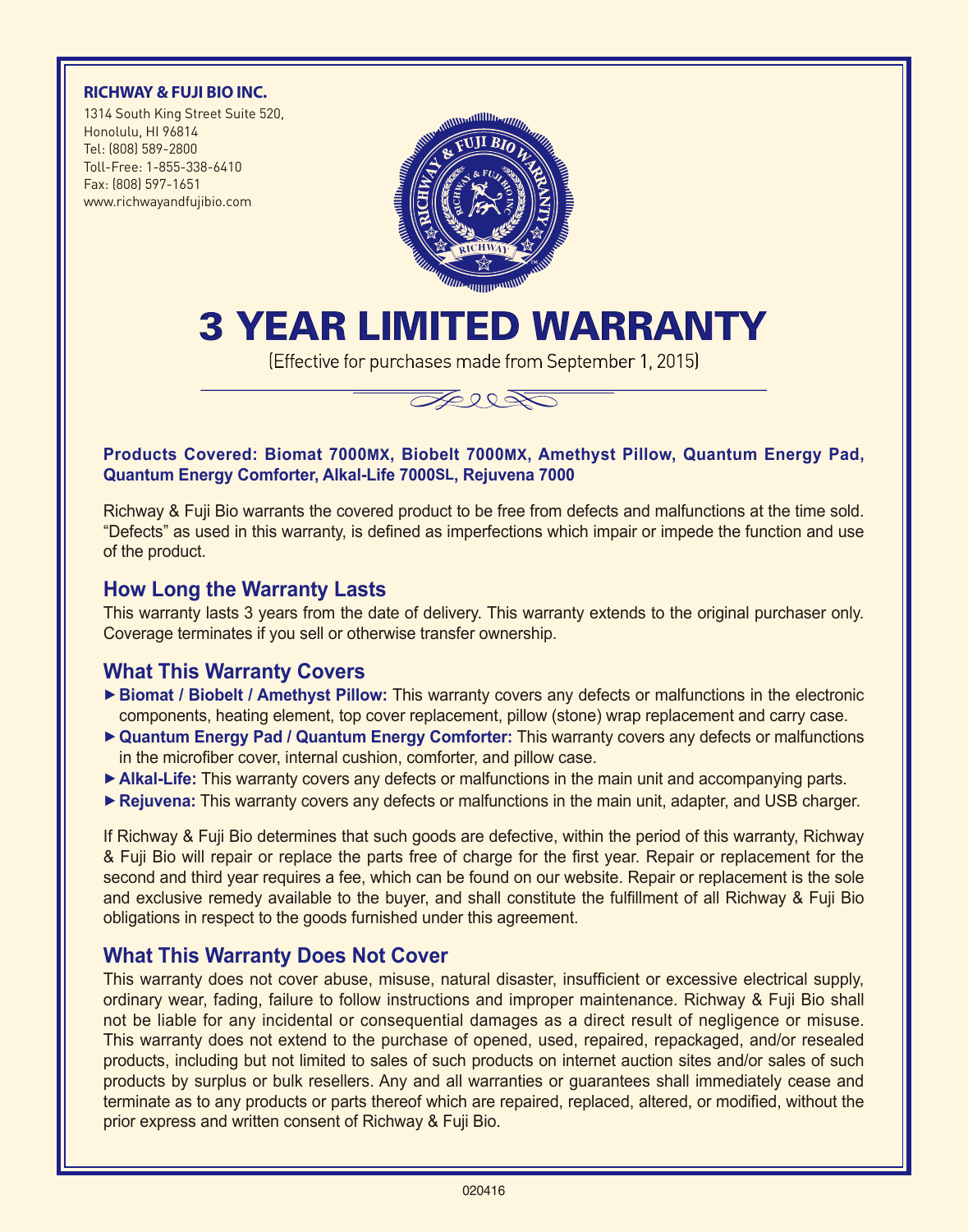**RICHWAY & FUJI BIO INC.**
1314 South King Street Suite 520,
Honolulu, HI 96814
Tel: (808) 589-2800
Toll-Free: 1-855-338-6410
Fax: (808) 597-1651
www.richwayandfujibio.com

# 3 YEAR LIMITED WARRANTY

(Effective for purchases made from September 1, 2015)

**Products Covered: Biomat 7000MX, Biobelt 7000MX, Amethyst Pillow, Quantum Energy Pad, Quantum Energy Comforter, Alkal-Life 7000SL, Rejuvena 7000**

Richway & Fuji Bio warrants the covered product to be free from defects and malfunctions at the time sold. "Defects" as used in this warranty, is defined as imperfections which impair or impede the function and use of the product.

## How Long the Warranty Lasts

This warranty lasts 3 years from the date of delivery. This warranty extends to the original purchaser only. Coverage terminates if you sell or otherwise transfer ownership.

## What This Warranty Covers

- **Biomat / Biobelt / Amethyst Pillow:** This warranty covers any defects or malfunctions in the electronic components, heating element, top cover replacement, pillow (stone) wrap replacement and carry case.
- **Quantum Energy Pad / Quantum Energy Comforter:** This warranty covers any defects or malfunctions in the microfiber cover, internal cushion, comforter, and pillow case.
- **Alkal-Life:** This warranty covers any defects or malfunctions in the main unit and accompanying parts.
- **Rejuvena:** This warranty covers any defects or malfunctions in the main unit, adapter, and USB charger.

If Richway & Fuji Bio determines that such goods are defective, within the period of this warranty, Richway & Fuji Bio will repair or replace the parts free of charge for the first year. Repair or replacement for the second and third year requires a fee, which can be found on our website. Repair or replacement is the sole and exclusive remedy available to the buyer, and shall constitute the fulfillment of all Richway & Fuji Bio obligations in respect to the goods furnished under this agreement.

## What This Warranty Does Not Cover

This warranty does not cover abuse, misuse, natural disaster, insufficient or excessive electrical supply, ordinary wear, fading, failure to follow instructions and improper maintenance. Richway & Fuji Bio shall not be liable for any incidental or consequential damages as a direct result of negligence or misuse. This warranty does not extend to the purchase of opened, used, repaired, repackaged, and/or resealed products, including but not limited to sales of such products on internet auction sites and/or sales of such products by surplus or bulk resellers. Any and all warranties or guarantees shall immediately cease and terminate as to any products or parts thereof which are repaired, replaced, altered, or modified, without the prior express and written consent of Richway & Fuji Bio.

020416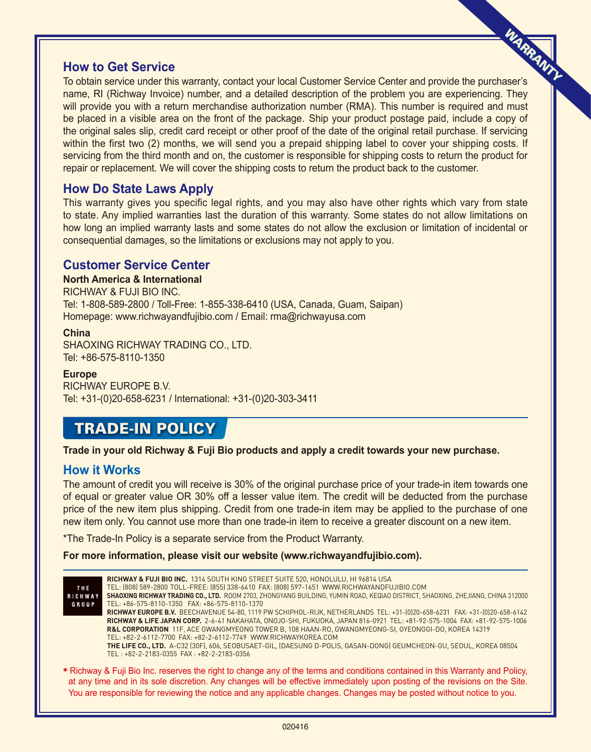WARRANTY

## How to Get Service

To obtain service under this warranty, contact your local Customer Service Center and provide the purchaser's name, RI (Richway Invoice) number, and a detailed description of the problem you are experiencing. They will provide you with a return merchandise authorization number (RMA). This number is required and must be placed in a visible area on the front of the package. Ship your product postage paid, include a copy of the original sales slip, credit card receipt or other proof of the date of the original retail purchase. If servicing within the first two (2) months, we will send you a prepaid shipping label to cover your shipping costs. If servicing from the third month and on, the customer is responsible for shipping costs to return the product for repair or replacement. We will cover the shipping costs to return the product back to the customer.

## How Do State Laws Apply

This warranty gives you specific legal rights, and you may also have other rights which vary from state to state. Any implied warranties last the duration of this warranty. Some states do not allow limitations on how long an implied warranty lasts and some states do not allow the exclusion or limitation of incidental or consequential damages, so the limitations or exclusions may not apply to you.

## Customer Service Center

**North America & International**
RICHWAY & FUJI BIO INC.
Tel: 1-808-589-2800 / Toll-Free: 1-855-338-6410 (USA, Canada, Guam, Saipan)
Homepage: www.richwayandfujibio.com / Email: rma@richwayusa.com

**China**
SHAOXING RICHWAY TRADING CO., LTD.
Tel: +86-575-8110-1350

**Europe**
RICHWAY EUROPE B.V.
Tel: +31-(0)20-658-6231 / International: +31-(0)20-303-3411

# TRADE-IN POLICY

**Trade in your old Richway & Fuji Bio products and apply a credit towards your new purchase.**

## How it Works

The amount of credit you will receive is 30% of the original purchase price of your trade-in item towards one of equal or greater value OR 30% off a lesser value item. The credit will be deducted from the purchase price of the new item plus shipping. Credit from one trade-in item may be applied to the purchase of one new item only. You cannot use more than one trade-in item to receive a greater discount on a new item.

*The Trade-In Policy is a separate service from the Product Warranty.

**For more information, please visit our website (www.richwayandfujibio.com).**

THE RICHWAY GROUP

**RICHWAY & FUJI BIO INC.** 1314 SOUTH KING STREET SUITE 520, HONOLULU, HI 96814 USA
TEL: (808) 589-2800 TOLL-FREE: (855) 338-6410 FAX: (808) 597-1651 WWW.RICHWAYANDFUJIBIO.COM
**SHAOXING RICHWAY TRADING CO., LTD.** ROOM 2703, ZHONGYANG BUILDING, YUMIN ROAD, KEQIAO DISTRICT, SHAOXING, ZHEJIANG, CHINA 312000
TEL: +86-575-8110-1350 FAX: +86-575-8110-1370
**RICHWAY EUROPE B.V.** BEECHAVENUE 54-80, 1119 PW SCHIPHOL-RIJK, NETHERLANDS TEL: +31-(0)20-658-6231 FAX: +31-(0)20-658-6142
**RICHWAY & LIFE JAPAN CORP.** 2-6-41 NAKAHATA, ONOJO-SHI, FUKUOKA, JAPAN 816-0921 TEL: +81-92-575-1004 FAX: +81-92-575-1006
**R&L CORPORATION** 11F, ACE GWANGMYEONG TOWER B, 108 HAAN-RO, GWANGMYEONG-SI, GYEONGGI-DO, KOREA 14319
TEL: +82-2-6112-7700 FAX: +82-2-6112-7749 WWW.RICHWAYKOREA.COM
**THE LIFE CO., LTD.** A-C32 (30F), 606, SEOBUSAET-GIL, (DAESUNG D-POLIS, GASAN-DONG) GEUMCHEON-GU, SEOUL, KOREA 08504
TEL : +82-2-2183-0355 FAX : +82-2-2183-0356

* Richway & Fuji Bio Inc. reserves the right to change any of the terms and conditions contained in this Warranty and Policy, at any time and in its sole discretion. Any changes will be effective immediately upon posting of the revisions on the Site. You are responsible for reviewing the notice and any applicable changes. Changes may be posted without notice to you.

020416